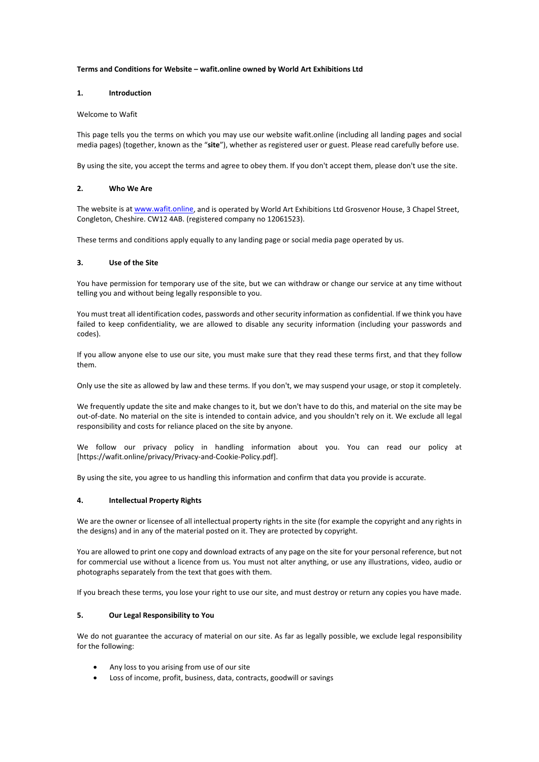**Terms and Conditions for Website – wafit.online owned by World Art Exhibitions Ltd**

## 1. Introduction

Welcome to Wafit

This page tells you the terms on which you may use our website wafit.online (including all landing pages and social media pages) (together, known as the "**site**"), whether as registered user or guest. Please read carefully before use.

By using the site, you accept the terms and agree to obey them. If you don't accept them, please don't use the site.

## 2. Who We Are

The website is at www.wafit.online, and is operated by World Art Exhibitions Ltd Grosvenor House, 3 Chapel Street, Congleton, Cheshire. CW12 4AB. (registered company no 12061523).

These terms and conditions apply equally to any landing page or social media page operated by us.

## 3. Use of the Site

You have permission for temporary use of the site, but we can withdraw or change our service at any time without telling you and without being legally responsible to you.

You must treat all identification codes, passwords and other security information as confidential. If we think you have failed to keep confidentiality, we are allowed to disable any security information (including your passwords and codes).

If you allow anyone else to use our site, you must make sure that they read these terms first, and that they follow them.

Only use the site as allowed by law and these terms. If you don't, we may suspend your usage, or stop it completely.

We frequently update the site and make changes to it, but we don't have to do this, and material on the site may be out-of-date. No material on the site is intended to contain advice, and you shouldn't rely on it. We exclude all legal responsibility and costs for reliance placed on the site by anyone.

We follow our privacy policy in handling information about you. You can read our policy at [https://wafit.online/privacy/Privacy-and-Cookie-Policy.pdf].

By using the site, you agree to us handling this information and confirm that data you provide is accurate.

## 4. Intellectual Property Rights

We are the owner or licensee of all intellectual property rights in the site (for example the copyright and any rights in the designs) and in any of the material posted on it. They are protected by copyright.

You are allowed to print one copy and download extracts of any page on the site for your personal reference, but not for commercial use without a licence from us. You must not alter anything, or use any illustrations, video, audio or photographs separately from the text that goes with them.

If you breach these terms, you lose your right to use our site, and must destroy or return any copies you have made.

## 5. Our Legal Responsibility to You

We do not guarantee the accuracy of material on our site. As far as legally possible, we exclude legal responsibility for the following:

- Any loss to you arising from use of our site
- Loss of income, profit, business, data, contracts, goodwill or savings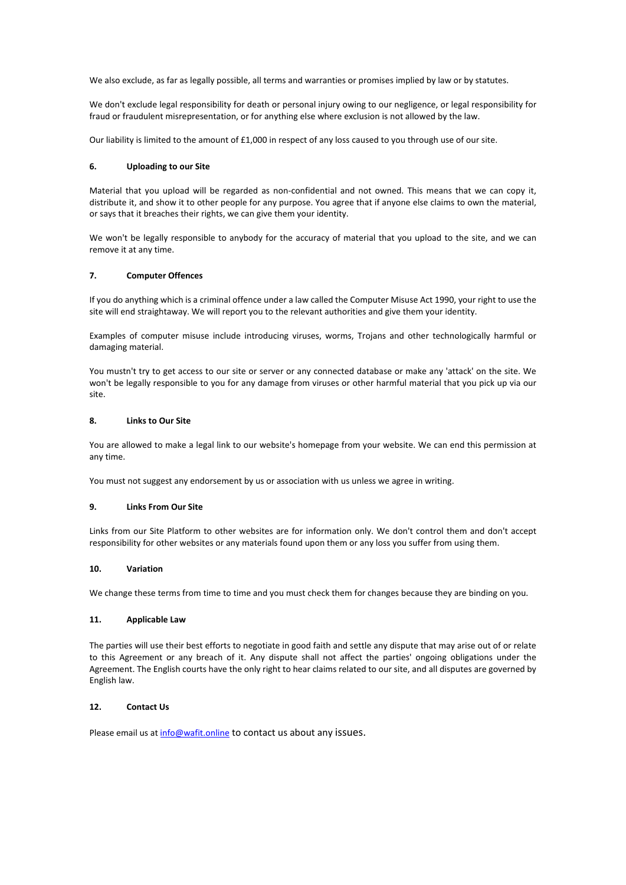We also exclude, as far as legally possible, all terms and warranties or promises implied by law or by statutes.

We don't exclude legal responsibility for death or personal injury owing to our negligence, or legal responsibility for fraud or fraudulent misrepresentation, or for anything else where exclusion is not allowed by the law.

Our liability is limited to the amount of £1,000 in respect of any loss caused to you through use of our site.

### 6. Uploading to our Site

Material that you upload will be regarded as non-confidential and not owned. This means that we can copy it, distribute it, and show it to other people for any purpose. You agree that if anyone else claims to own the material, or says that it breaches their rights, we can give them your identity.

We won't be legally responsible to anybody for the accuracy of material that you upload to the site, and we can remove it at any time.

### 7. Computer Offences

If you do anything which is a criminal offence under a law called the Computer Misuse Act 1990, your right to use the site will end straightaway. We will report you to the relevant authorities and give them your identity.

Examples of computer misuse include introducing viruses, worms, Trojans and other technologically harmful or damaging material.

You mustn't try to get access to our site or server or any connected database or make any 'attack' on the site. We won't be legally responsible to you for any damage from viruses or other harmful material that you pick up via our site.

### 8. Links to Our Site

You are allowed to make a legal link to our website's homepage from your website. We can end this permission at any time.

You must not suggest any endorsement by us or association with us unless we agree in writing.

### 9. Links From Our Site

Links from our Site Platform to other websites are for information only. We don't control them and don't accept responsibility for other websites or any materials found upon them or any loss you suffer from using them.

### 10. Variation

We change these terms from time to time and you must check them for changes because they are binding on you.

### 11. Applicable Law

The parties will use their best efforts to negotiate in good faith and settle any dispute that may arise out of or relate to this Agreement or any breach of it. Any dispute shall not affect the parties' ongoing obligations under the Agreement. The English courts have the only right to hear claims related to our site, and all disputes are governed by English law.

### 12. Contact Us

Please email us at info@wafit.online to contact us about any issues.